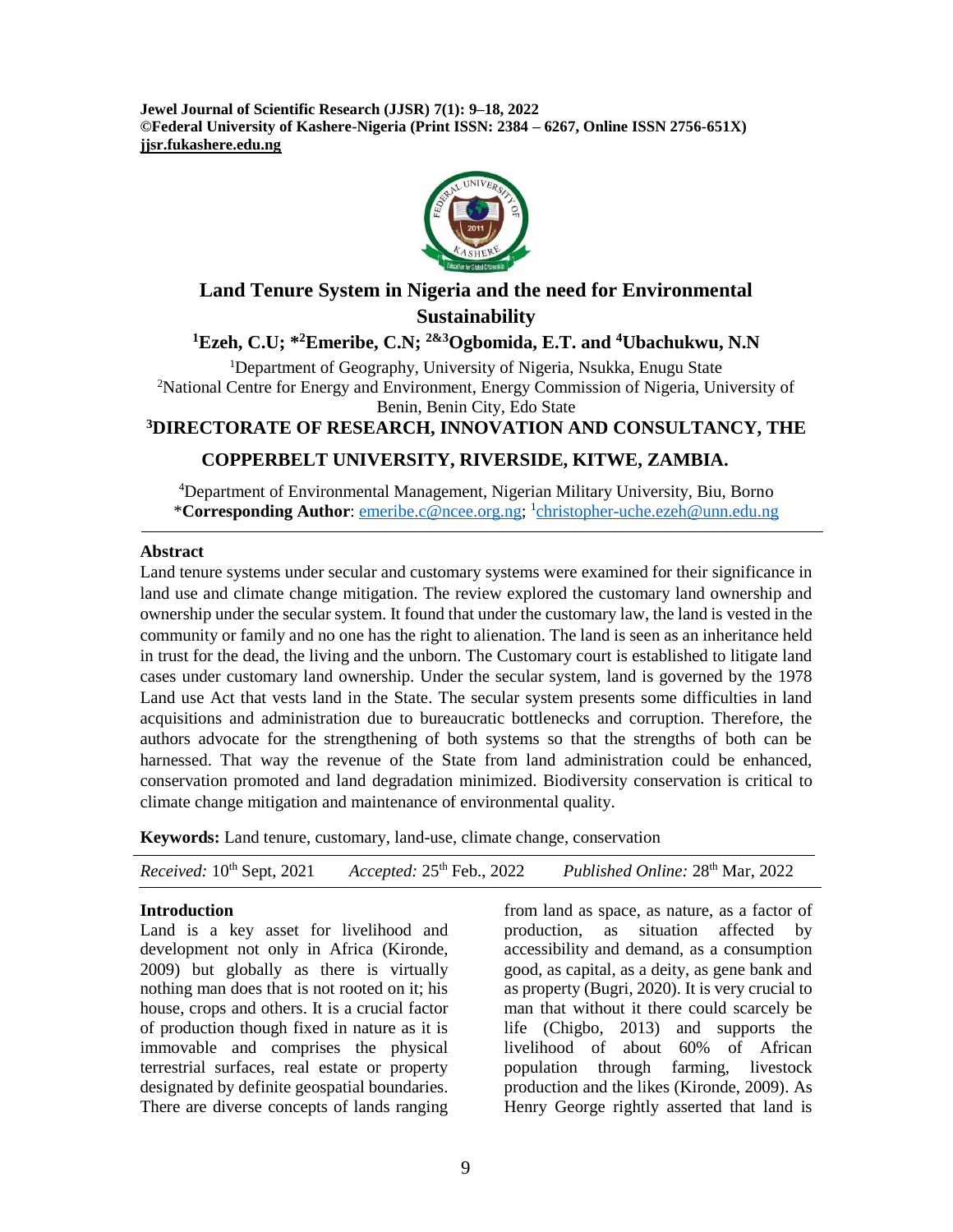**Jewel Journal of Scientific Research (JJSR) 7(1): 9–18, 2022**
**©Federal University of Kashere-Nigeria (Print ISSN: 2384 – 6267, Online ISSN 2756-651X)**
**jjsr.fukashere.edu.ng**

# Land Tenure System in Nigeria and the need for Environmental Sustainability

**[1]Ezeh, C.U; *[2]Emeribe, C.N; [2&3]Ogbomida, E.T. and [4]Ubachukwu, N.N**

[1]Department of Geography, University of Nigeria, Nsukka, Enugu State
[2]National Centre for Energy and Environment, Energy Commission of Nigeria, University of Benin, Benin City, Edo State
**[3]DIRECTORATE OF RESEARCH, INNOVATION AND CONSULTANCY, THE COPPERBELT UNIVERSITY, RIVERSIDE, KITWE, ZAMBIA.**
[4]Department of Environmental Management, Nigerian Military University, Biu, Borno
***Corresponding Author**: emeribe.c@ncee.org.ng; [1]christopher-uche.ezeh@unn.edu.ng

## Abstract

Land tenure systems under secular and customary systems were examined for their significance in land use and climate change mitigation. The review explored the customary land ownership and ownership under the secular system. It found that under the customary law, the land is vested in the community or family and no one has the right to alienation. The land is seen as an inheritance held in trust for the dead, the living and the unborn. The Customary court is established to litigate land cases under customary land ownership. Under the secular system, land is governed by the 1978 Land use Act that vests land in the State. The secular system presents some difficulties in land acquisitions and administration due to bureaucratic bottlenecks and corruption. Therefore, the authors advocate for the strengthening of both systems so that the strengths of both can be harnessed. That way the revenue of the State from land administration could be enhanced, conservation promoted and land degradation minimized. Biodiversity conservation is critical to climate change mitigation and maintenance of environmental quality.

**Keywords:** Land tenure, customary, land-use, climate change, conservation

*Received:* 10th Sept, 2021 *Accepted:* 25th Feb., 2022 *Published Online:* 28th Mar, 2022

## Introduction

Land is a key asset for livelihood and development not only in Africa (Kironde, 2009) but globally as there is virtually nothing man does that is not rooted on it; his house, crops and others. It is a crucial factor of production though fixed in nature as it is immovable and comprises the physical terrestrial surfaces, real estate or property designated by definite geospatial boundaries. There are diverse concepts of lands ranging from land as space, as nature, as a factor of production, as situation affected by accessibility and demand, as a consumption good, as capital, as a deity, as gene bank and as property (Bugri, 2020). It is very crucial to man that without it there could scarcely be life (Chigbo, 2013) and supports the livelihood of about 60% of African population through farming, livestock production and the likes (Kironde, 2009). As Henry George rightly asserted that land is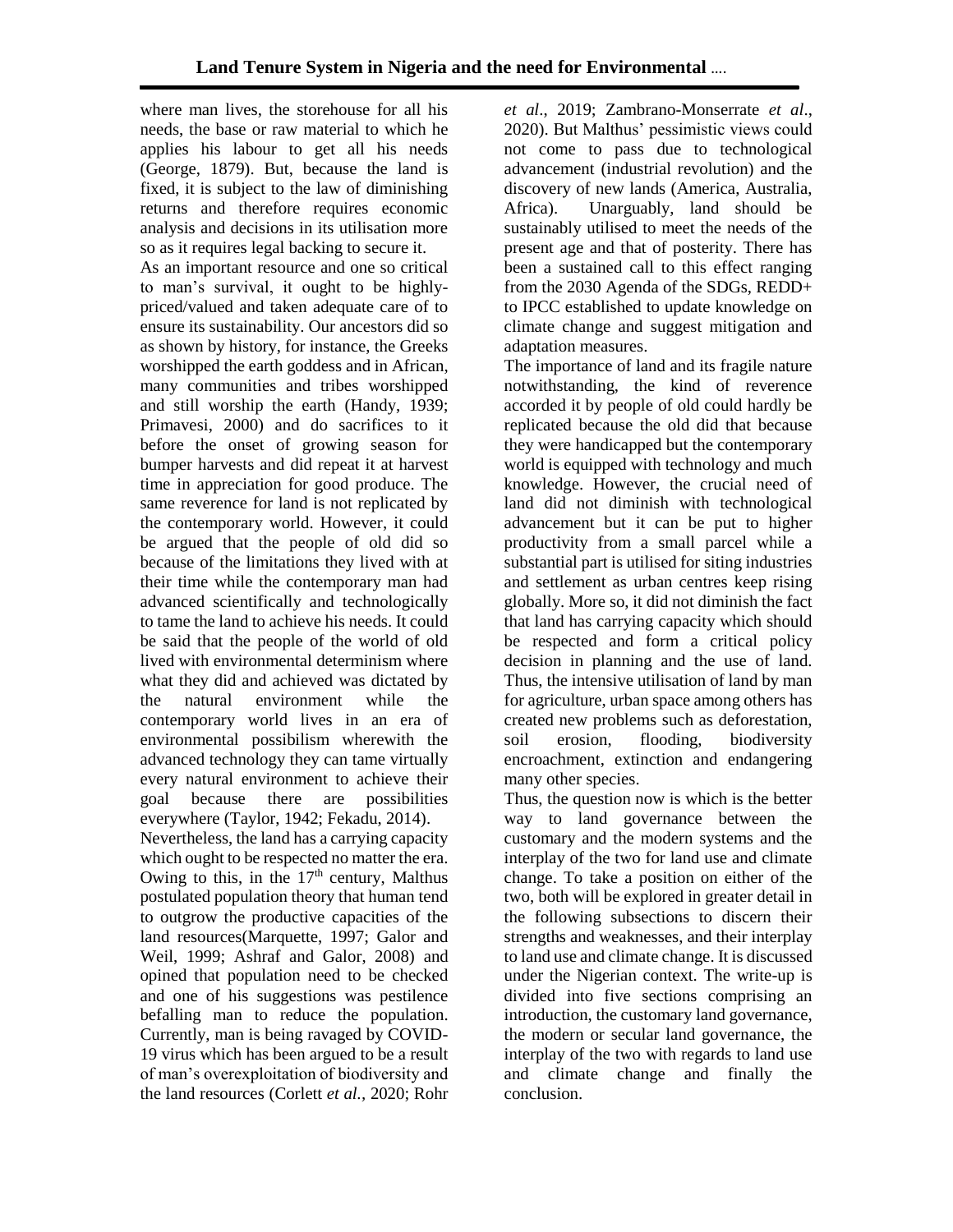where man lives, the storehouse for all his needs, the base or raw material to which he applies his labour to get all his needs (George, 1879). But, because the land is fixed, it is subject to the law of diminishing returns and therefore requires economic analysis and decisions in its utilisation more so as it requires legal backing to secure it.

As an important resource and one so critical to man's survival, it ought to be highly-priced/valued and taken adequate care of to ensure its sustainability. Our ancestors did so as shown by history, for instance, the Greeks worshipped the earth goddess and in African, many communities and tribes worshipped and still worship the earth (Handy, 1939; Primavesi, 2000) and do sacrifices to it before the onset of growing season for bumper harvests and did repeat it at harvest time in appreciation for good produce. The same reverence for land is not replicated by the contemporary world. However, it could be argued that the people of old did so because of the limitations they lived with at their time while the contemporary man had advanced scientifically and technologically to tame the land to achieve his needs. It could be said that the people of the world of old lived with environmental determinism where what they did and achieved was dictated by the natural environment while the contemporary world lives in an era of environmental possibilism wherewith the advanced technology they can tame virtually every natural environment to achieve their goal because there are possibilities everywhere (Taylor, 1942; Fekadu, 2014).

Nevertheless, the land has a carrying capacity which ought to be respected no matter the era. Owing to this, in the 17th century, Malthus postulated population theory that human tend to outgrow the productive capacities of the land resources(Marquette, 1997; Galor and Weil, 1999; Ashraf and Galor, 2008) and opined that population need to be checked and one of his suggestions was pestilence befalling man to reduce the population. Currently, man is being ravaged by COVID-19 virus which has been argued to be a result of man's overexploitation of biodiversity and the land resources (Corlett *et al.,* 2020; Rohr *et al*., 2019; Zambrano-Monserrate *et al*., 2020). But Malthus' pessimistic views could not come to pass due to technological advancement (industrial revolution) and the discovery of new lands (America, Australia, Africa). Unarguably, land should be sustainably utilised to meet the needs of the present age and that of posterity. There has been a sustained call to this effect ranging from the 2030 Agenda of the SDGs, REDD+ to IPCC established to update knowledge on climate change and suggest mitigation and adaptation measures.

The importance of land and its fragile nature notwithstanding, the kind of reverence accorded it by people of old could hardly be replicated because the old did that because they were handicapped but the contemporary world is equipped with technology and much knowledge. However, the crucial need of land did not diminish with technological advancement but it can be put to higher productivity from a small parcel while a substantial part is utilised for siting industries and settlement as urban centres keep rising globally. More so, it did not diminish the fact that land has carrying capacity which should be respected and form a critical policy decision in planning and the use of land. Thus, the intensive utilisation of land by man for agriculture, urban space among others has created new problems such as deforestation, soil erosion, flooding, biodiversity encroachment, extinction and endangering many other species.

Thus, the question now is which is the better way to land governance between the customary and the modern systems and the interplay of the two for land use and climate change. To take a position on either of the two, both will be explored in greater detail in the following subsections to discern their strengths and weaknesses, and their interplay to land use and climate change. It is discussed under the Nigerian context. The write-up is divided into five sections comprising an introduction, the customary land governance, the modern or secular land governance, the interplay of the two with regards to land use and climate change and finally the conclusion.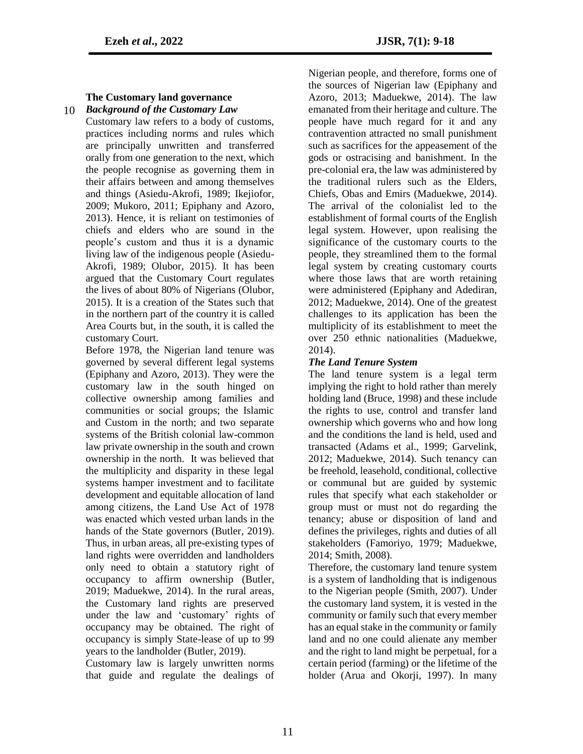## The Customary land governance

### *Background of the Customary Law*

Customary law refers to a body of customs, practices including norms and rules which are principally unwritten and transferred orally from one generation to the next, which the people recognise as governing them in their affairs between and among themselves and things (Asiedu-Akrofi, 1989; Ikejiofor, 2009; Mukoro, 2011; Epiphany and Azoro, 2013). Hence, it is reliant on testimonies of chiefs and elders who are sound in the people's custom and thus it is a dynamic living law of the indigenous people (Asiedu-Akrofi, 1989; Olubor, 2015). It has been argued that the Customary Court regulates the lives of about 80% of Nigerians (Olubor, 2015). It is a creation of the States such that in the northern part of the country it is called Area Courts but, in the south, it is called the customary Court.

Before 1978, the Nigerian land tenure was governed by several different legal systems (Epiphany and Azoro, 2013). They were the customary law in the south hinged on collective ownership among families and communities or social groups; the Islamic and Custom in the north; and two separate systems of the British colonial law-common law private ownership in the south and crown ownership in the north. It was believed that the multiplicity and disparity in these legal systems hamper investment and to facilitate development and equitable allocation of land among citizens, the Land Use Act of 1978 was enacted which vested urban lands in the hands of the State governors (Butler, 2019). Thus, in urban areas, all pre-existing types of land rights were overridden and landholders only need to obtain a statutory right of occupancy to affirm ownership (Butler, 2019; Maduekwe, 2014). In the rural areas, the Customary land rights are preserved under the law and 'customary' rights of occupancy may be obtained. The right of occupancy is simply State-lease of up to 99 years to the landholder (Butler, 2019).

Customary law is largely unwritten norms that guide and regulate the dealings of Nigerian people, and therefore, forms one of the sources of Nigerian law (Epiphany and Azoro, 2013; Maduekwe, 2014). The law emanated from their heritage and culture. The people have much regard for it and any contravention attracted no small punishment such as sacrifices for the appeasement of the gods or ostracising and banishment. In the pre-colonial era, the law was administered by the traditional rulers such as the Elders, Chiefs, Obas and Emirs (Maduekwe, 2014). The arrival of the colonialist led to the establishment of formal courts of the English legal system. However, upon realising the significance of the customary courts to the people, they streamlined them to the formal legal system by creating customary courts where those laws that are worth retaining were administered (Epiphany and Adediran, 2012; Maduekwe, 2014). One of the greatest challenges to its application has been the multiplicity of its establishment to meet the over 250 ethnic nationalities (Maduekwe, 2014).

### *The Land Tenure System*

The land tenure system is a legal term implying the right to hold rather than merely holding land (Bruce, 1998) and these include the rights to use, control and transfer land ownership which governs who and how long and the conditions the land is held, used and transacted (Adams et al., 1999; Garvelink, 2012; Maduekwe, 2014). Such tenancy can be freehold, leasehold, conditional, collective or communal but are guided by systemic rules that specify what each stakeholder or group must or must not do regarding the tenancy; abuse or disposition of land and defines the privileges, rights and duties of all stakeholders (Famoriyo, 1979; Maduekwe, 2014; Smith, 2008).

Therefore, the customary land tenure system is a system of landholding that is indigenous to the Nigerian people (Smith, 2007). Under the customary land system, it is vested in the community or family such that every member has an equal stake in the community or family land and no one could alienate any member and the right to land might be perpetual, for a certain period (farming) or the lifetime of the holder (Arua and Okorji, 1997). In many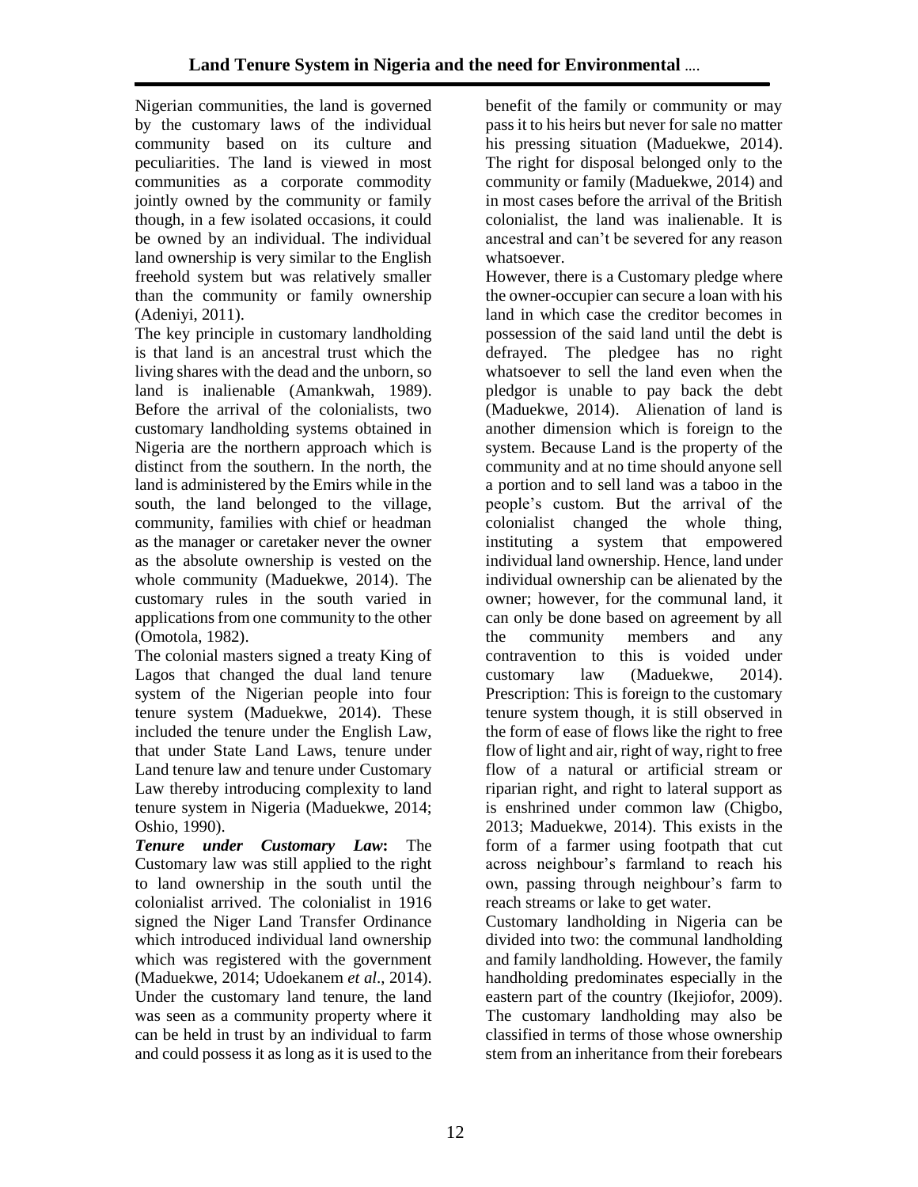Nigerian communities, the land is governed by the customary laws of the individual community based on its culture and peculiarities. The land is viewed in most communities as a corporate commodity jointly owned by the community or family though, in a few isolated occasions, it could be owned by an individual. The individual land ownership is very similar to the English freehold system but was relatively smaller than the community or family ownership (Adeniyi, 2011).

The key principle in customary landholding is that land is an ancestral trust which the living shares with the dead and the unborn, so land is inalienable (Amankwah, 1989). Before the arrival of the colonialists, two customary landholding systems obtained in Nigeria are the northern approach which is distinct from the southern. In the north, the land is administered by the Emirs while in the south, the land belonged to the village, community, families with chief or headman as the manager or caretaker never the owner as the absolute ownership is vested on the whole community (Maduekwe, 2014). The customary rules in the south varied in applications from one community to the other (Omotola, 1982).

The colonial masters signed a treaty King of Lagos that changed the dual land tenure system of the Nigerian people into four tenure system (Maduekwe, 2014). These included the tenure under the English Law, that under State Land Laws, tenure under Land tenure law and tenure under Customary Law thereby introducing complexity to land tenure system in Nigeria (Maduekwe, 2014; Oshio, 1990).

***Tenure under Customary Law*:** The Customary law was still applied to the right to land ownership in the south until the colonialist arrived. The colonialist in 1916 signed the Niger Land Transfer Ordinance which introduced individual land ownership which was registered with the government (Maduekwe, 2014; Udoekanem *et al*., 2014). Under the customary land tenure, the land was seen as a community property where it can be held in trust by an individual to farm and could possess it as long as it is used to the benefit of the family or community or may pass it to his heirs but never for sale no matter his pressing situation (Maduekwe, 2014). The right for disposal belonged only to the community or family (Maduekwe, 2014) and in most cases before the arrival of the British colonialist, the land was inalienable. It is ancestral and can't be severed for any reason whatsoever.

However, there is a Customary pledge where the owner-occupier can secure a loan with his land in which case the creditor becomes in possession of the said land until the debt is defrayed. The pledgee has no right whatsoever to sell the land even when the pledgor is unable to pay back the debt (Maduekwe, 2014). Alienation of land is another dimension which is foreign to the system. Because Land is the property of the community and at no time should anyone sell a portion and to sell land was a taboo in the people's custom. But the arrival of the colonialist changed the whole thing, instituting a system that empowered individual land ownership. Hence, land under individual ownership can be alienated by the owner; however, for the communal land, it can only be done based on agreement by all the community members and any contravention to this is voided under customary law (Maduekwe, 2014).

Prescription: This is foreign to the customary tenure system though, it is still observed in the form of ease of flows like the right to free flow of light and air, right of way, right to free flow of a natural or artificial stream or riparian right, and right to lateral support as is enshrined under common law (Chigbo, 2013; Maduekwe, 2014). This exists in the form of a farmer using footpath that cut across neighbour's farmland to reach his own, passing through neighbour's farm to reach streams or lake to get water.

Customary landholding in Nigeria can be divided into two: the communal landholding and family landholding. However, the family handholding predominates especially in the eastern part of the country (Ikejiofor, 2009). The customary landholding may also be classified in terms of those whose ownership stem from an inheritance from their forebears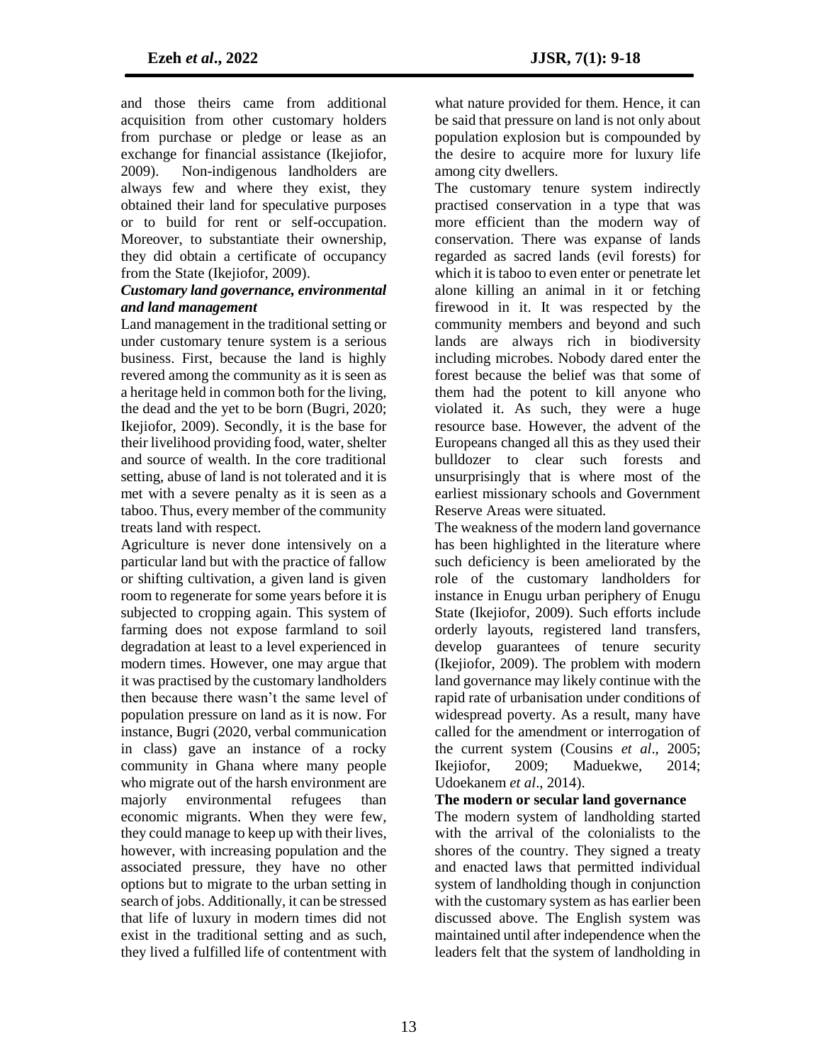and those theirs came from additional acquisition from other customary holders from purchase or pledge or lease as an exchange for financial assistance (Ikejiofor, 2009). Non-indigenous landholders are always few and where they exist, they obtained their land for speculative purposes or to build for rent or self-occupation. Moreover, to substantiate their ownership, they did obtain a certificate of occupancy from the State (Ikejiofor, 2009).

***Customary land governance, environmental and land management***

Land management in the traditional setting or under customary tenure system is a serious business. First, because the land is highly revered among the community as it is seen as a heritage held in common both for the living, the dead and the yet to be born (Bugri, 2020; Ikejiofor, 2009). Secondly, it is the base for their livelihood providing food, water, shelter and source of wealth. In the core traditional setting, abuse of land is not tolerated and it is met with a severe penalty as it is seen as a taboo. Thus, every member of the community treats land with respect.

Agriculture is never done intensively on a particular land but with the practice of fallow or shifting cultivation, a given land is given room to regenerate for some years before it is subjected to cropping again. This system of farming does not expose farmland to soil degradation at least to a level experienced in modern times. However, one may argue that it was practised by the customary landholders then because there wasn't the same level of population pressure on land as it is now. For instance, Bugri (2020, verbal communication in class) gave an instance of a rocky community in Ghana where many people who migrate out of the harsh environment are majorly environmental refugees than economic migrants. When they were few, they could manage to keep up with their lives, however, with increasing population and the associated pressure, they have no other options but to migrate to the urban setting in search of jobs. Additionally, it can be stressed that life of luxury in modern times did not exist in the traditional setting and as such, they lived a fulfilled life of contentment with what nature provided for them. Hence, it can be said that pressure on land is not only about population explosion but is compounded by the desire to acquire more for luxury life among city dwellers.

The customary tenure system indirectly practised conservation in a type that was more efficient than the modern way of conservation. There was expanse of lands regarded as sacred lands (evil forests) for which it is taboo to even enter or penetrate let alone killing an animal in it or fetching firewood in it. It was respected by the community members and beyond and such lands are always rich in biodiversity including microbes. Nobody dared enter the forest because the belief was that some of them had the potent to kill anyone who violated it. As such, they were a huge resource base. However, the advent of the Europeans changed all this as they used their bulldozer to clear such forests and unsurprisingly that is where most of the earliest missionary schools and Government Reserve Areas were situated.

The weakness of the modern land governance has been highlighted in the literature where such deficiency is been ameliorated by the role of the customary landholders for instance in Enugu urban periphery of Enugu State (Ikejiofor, 2009). Such efforts include orderly layouts, registered land transfers, develop guarantees of tenure security (Ikejiofor, 2009). The problem with modern land governance may likely continue with the rapid rate of urbanisation under conditions of widespread poverty. As a result, many have called for the amendment or interrogation of the current system (Cousins *et al*., 2005; Ikejiofor, 2009; Maduekwe, 2014; Udoekanem *et al*., 2014).

**The modern or secular land governance**

The modern system of landholding started with the arrival of the colonialists to the shores of the country. They signed a treaty and enacted laws that permitted individual system of landholding though in conjunction with the customary system as has earlier been discussed above. The English system was maintained until after independence when the leaders felt that the system of landholding in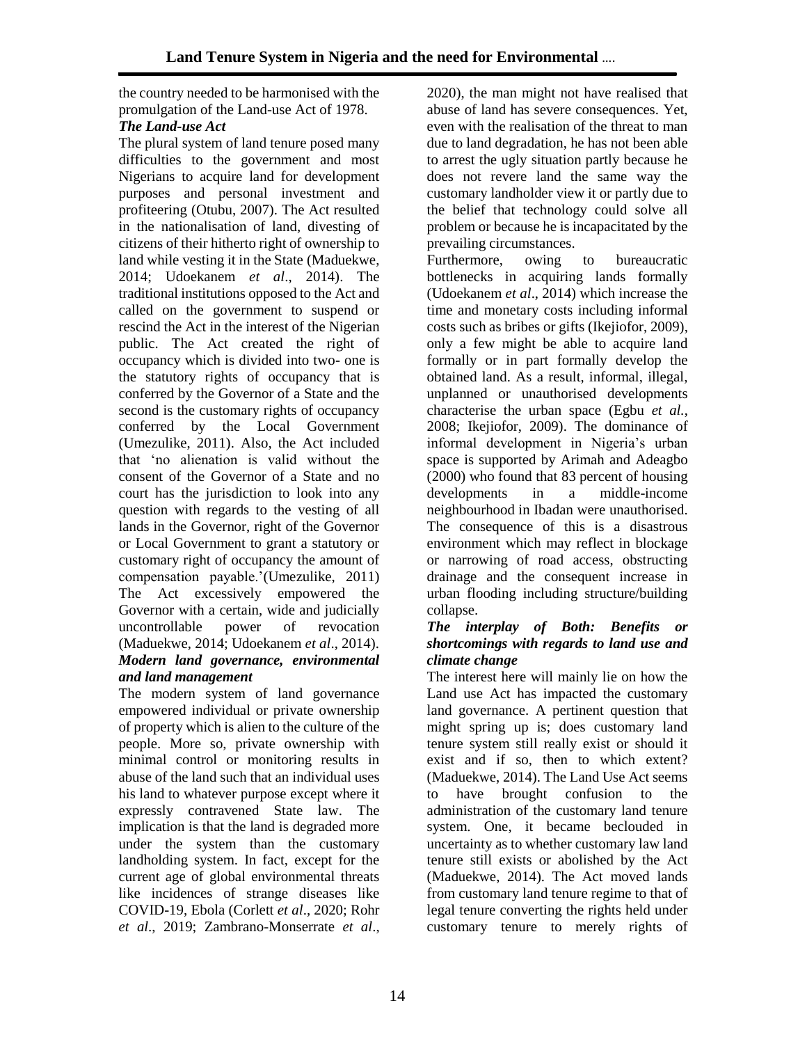the country needed to be harmonised with the promulgation of the Land-use Act of 1978.

### *The Land-use Act*

The plural system of land tenure posed many difficulties to the government and most Nigerians to acquire land for development purposes and personal investment and profiteering (Otubu, 2007). The Act resulted in the nationalisation of land, divesting of citizens of their hitherto right of ownership to land while vesting it in the State (Maduekwe, 2014; Udoekanem *et al*., 2014). The traditional institutions opposed to the Act and called on the government to suspend or rescind the Act in the interest of the Nigerian public. The Act created the right of occupancy which is divided into two- one is the statutory rights of occupancy that is conferred by the Governor of a State and the second is the customary rights of occupancy conferred by the Local Government (Umezulike, 2011). Also, the Act included that 'no alienation is valid without the consent of the Governor of a State and no court has the jurisdiction to look into any question with regards to the vesting of all lands in the Governor, right of the Governor or Local Government to grant a statutory or customary right of occupancy the amount of compensation payable.'(Umezulike, 2011) The Act excessively empowered the Governor with a certain, wide and judicially uncontrollable power of revocation (Maduekwe, 2014; Udoekanem *et al*., 2014).

### *Modern land governance, environmental and land management*

The modern system of land governance empowered individual or private ownership of property which is alien to the culture of the people. More so, private ownership with minimal control or monitoring results in abuse of the land such that an individual uses his land to whatever purpose except where it expressly contravened State law. The implication is that the land is degraded more under the system than the customary landholding system. In fact, except for the current age of global environmental threats like incidences of strange diseases like COVID-19, Ebola (Corlett *et al*., 2020; Rohr *et al*., 2019; Zambrano-Monserrate *et al*., 2020), the man might not have realised that abuse of land has severe consequences. Yet, even with the realisation of the threat to man due to land degradation, he has not been able to arrest the ugly situation partly because he does not revere land the same way the customary landholder view it or partly due to the belief that technology could solve all problem or because he is incapacitated by the prevailing circumstances.

Furthermore, owing to bureaucratic bottlenecks in acquiring lands formally (Udoekanem *et al*., 2014) which increase the time and monetary costs including informal costs such as bribes or gifts (Ikejiofor, 2009), only a few might be able to acquire land formally or in part formally develop the obtained land. As a result, informal, illegal, unplanned or unauthorised developments characterise the urban space (Egbu *et al.*, 2008; Ikejiofor, 2009). The dominance of informal development in Nigeria's urban space is supported by Arimah and Adeagbo (2000) who found that 83 percent of housing developments in a middle-income neighbourhood in Ibadan were unauthorised. The consequence of this is a disastrous environment which may reflect in blockage or narrowing of road access, obstructing drainage and the consequent increase in urban flooding including structure/building collapse.

### *The interplay of Both: Benefits or shortcomings with regards to land use and climate change*

The interest here will mainly lie on how the Land use Act has impacted the customary land governance. A pertinent question that might spring up is; does customary land tenure system still really exist or should it exist and if so, then to which extent? (Maduekwe, 2014). The Land Use Act seems to have brought confusion to the administration of the customary land tenure system. One, it became beclouded in uncertainty as to whether customary law land tenure still exists or abolished by the Act (Maduekwe, 2014). The Act moved lands from customary land tenure regime to that of legal tenure converting the rights held under customary tenure to merely rights of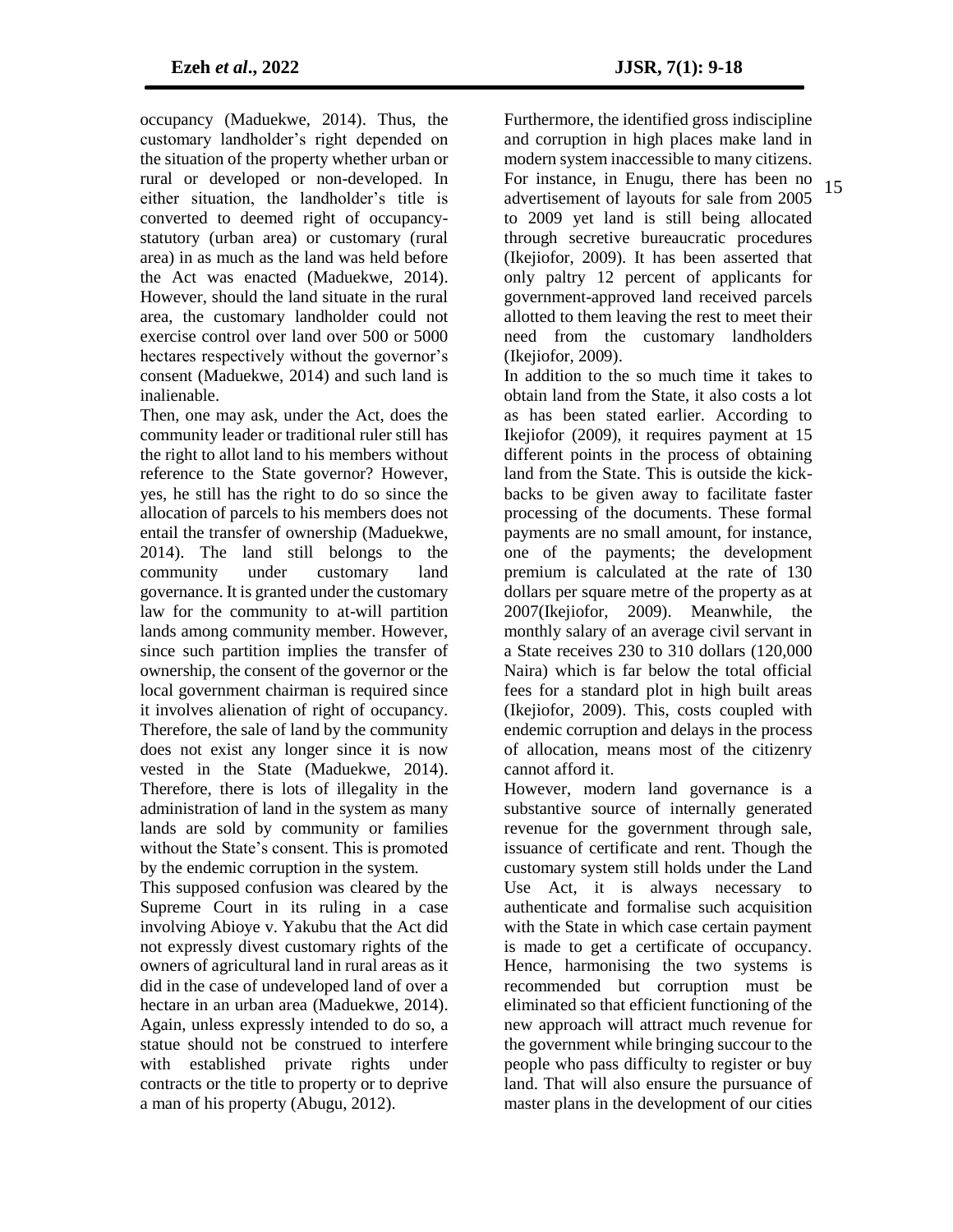occupancy (Maduekwe, 2014). Thus, the customary landholder's right depended on the situation of the property whether urban or rural or developed or non-developed. In either situation, the landholder's title is converted to deemed right of occupancy-statutory (urban area) or customary (rural area) in as much as the land was held before the Act was enacted (Maduekwe, 2014). However, should the land situate in the rural area, the customary landholder could not exercise control over land over 500 or 5000 hectares respectively without the governor's consent (Maduekwe, 2014) and such land is inalienable.

Then, one may ask, under the Act, does the community leader or traditional ruler still has the right to allot land to his members without reference to the State governor? However, yes, he still has the right to do so since the allocation of parcels to his members does not entail the transfer of ownership (Maduekwe, 2014). The land still belongs to the community under customary land governance. It is granted under the customary law for the community to at-will partition lands among community member. However, since such partition implies the transfer of ownership, the consent of the governor or the local government chairman is required since it involves alienation of right of occupancy. Therefore, the sale of land by the community does not exist any longer since it is now vested in the State (Maduekwe, 2014). Therefore, there is lots of illegality in the administration of land in the system as many lands are sold by community or families without the State's consent. This is promoted by the endemic corruption in the system.

This supposed confusion was cleared by the Supreme Court in its ruling in a case involving Abioye v. Yakubu that the Act did not expressly divest customary rights of the owners of agricultural land in rural areas as it did in the case of undeveloped land of over a hectare in an urban area (Maduekwe, 2014). Again, unless expressly intended to do so, a statue should not be construed to interfere with established private rights under contracts or the title to property or to deprive a man of his property (Abugu, 2012).

Furthermore, the identified gross indiscipline and corruption in high places make land in modern system inaccessible to many citizens. For instance, in Enugu, there has been no advertisement of layouts for sale from 2005 to 2009 yet land is still being allocated through secretive bureaucratic procedures (Ikejiofor, 2009). It has been asserted that only paltry 12 percent of applicants for government-approved land received parcels allotted to them leaving the rest to meet their need from the customary landholders (Ikejiofor, 2009).

In addition to the so much time it takes to obtain land from the State, it also costs a lot as has been stated earlier. According to Ikejiofor (2009), it requires payment at 15 different points in the process of obtaining land from the State. This is outside the kick-backs to be given away to facilitate faster processing of the documents. These formal payments are no small amount, for instance, one of the payments; the development premium is calculated at the rate of 130 dollars per square metre of the property as at 2007(Ikejiofor, 2009). Meanwhile, the monthly salary of an average civil servant in a State receives 230 to 310 dollars (120,000 Naira) which is far below the total official fees for a standard plot in high built areas (Ikejiofor, 2009). This, costs coupled with endemic corruption and delays in the process of allocation, means most of the citizenry cannot afford it.

However, modern land governance is a substantive source of internally generated revenue for the government through sale, issuance of certificate and rent. Though the customary system still holds under the Land Use Act, it is always necessary to authenticate and formalise such acquisition with the State in which case certain payment is made to get a certificate of occupancy. Hence, harmonising the two systems is recommended but corruption must be eliminated so that efficient functioning of the new approach will attract much revenue for the government while bringing succour to the people who pass difficulty to register or buy land. That will also ensure the pursuance of master plans in the development of our cities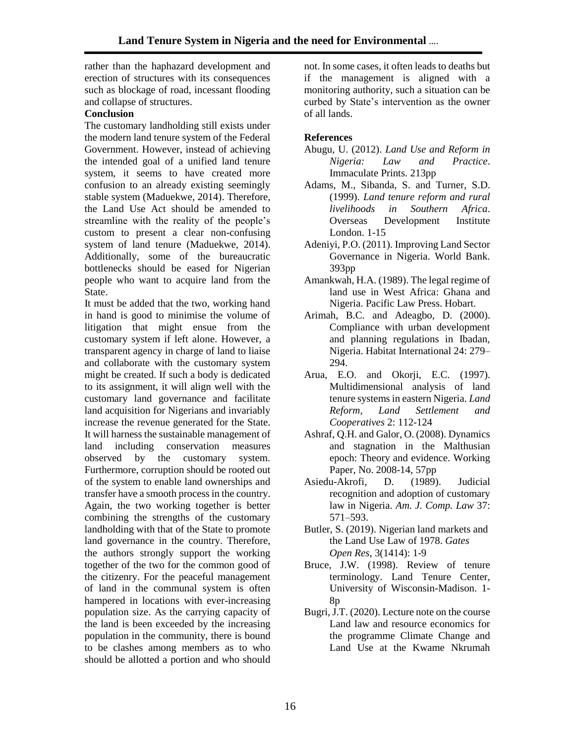rather than the haphazard development and erection of structures with its consequences such as blockage of road, incessant flooding and collapse of structures.

## Conclusion

The customary landholding still exists under the modern land tenure system of the Federal Government. However, instead of achieving the intended goal of a unified land tenure system, it seems to have created more confusion to an already existing seemingly stable system (Maduekwe, 2014). Therefore, the Land Use Act should be amended to streamline with the reality of the people's custom to present a clear non-confusing system of land tenure (Maduekwe, 2014). Additionally, some of the bureaucratic bottlenecks should be eased for Nigerian people who want to acquire land from the State.

It must be added that the two, working hand in hand is good to minimise the volume of litigation that might ensue from the customary system if left alone. However, a transparent agency in charge of land to liaise and collaborate with the customary system might be created. If such a body is dedicated to its assignment, it will align well with the customary land governance and facilitate land acquisition for Nigerians and invariably increase the revenue generated for the State. It will harness the sustainable management of land including conservation measures observed by the customary system. Furthermore, corruption should be rooted out of the system to enable land ownerships and transfer have a smooth process in the country. Again, the two working together is better combining the strengths of the customary landholding with that of the State to promote land governance in the country. Therefore, the authors strongly support the working together of the two for the common good of the citizenry. For the peaceful management of land in the communal system is often hampered in locations with ever-increasing population size. As the carrying capacity of the land is been exceeded by the increasing population in the community, there is bound to be clashes among members as to who should be allotted a portion and who should not. In some cases, it often leads to deaths but if the management is aligned with a monitoring authority, such a situation can be curbed by State's intervention as the owner of all lands.

## References

Abugu, U. (2012). *Land Use and Reform in Nigeria: Law and Practice*. Immaculate Prints. 213pp

Adams, M., Sibanda, S. and Turner, S.D. (1999). *Land tenure reform and rural livelihoods in Southern Africa*. Overseas Development Institute London. 1-15

Adeniyi, P.O. (2011). Improving Land Sector Governance in Nigeria. World Bank. 393pp

Amankwah, H.A. (1989). The legal regime of land use in West Africa: Ghana and Nigeria. Pacific Law Press. Hobart.

Arimah, B.C. and Adeagbo, D. (2000). Compliance with urban development and planning regulations in Ibadan, Nigeria. Habitat International 24: 279–294.

Arua, E.O. and Okorji, E.C. (1997). Multidimensional analysis of land tenure systems in eastern Nigeria. *Land Reform, Land Settlement and Cooperatives* 2: 112-124

Ashraf, Q.H. and Galor, O. (2008). Dynamics and stagnation in the Malthusian epoch: Theory and evidence. Working Paper, No. 2008-14, 57pp

Asiedu-Akrofi, D. (1989). Judicial recognition and adoption of customary law in Nigeria. *Am. J. Comp. Law* 37: 571–593.

Butler, S. (2019). Nigerian land markets and the Land Use Law of 1978. *Gates Open Res*, 3(1414): 1-9

Bruce, J.W. (1998). Review of tenure terminology. Land Tenure Center, University of Wisconsin-Madison. 1-8p

Bugri, J.T. (2020). Lecture note on the course Land law and resource economics for the programme Climate Change and Land Use at the Kwame Nkrumah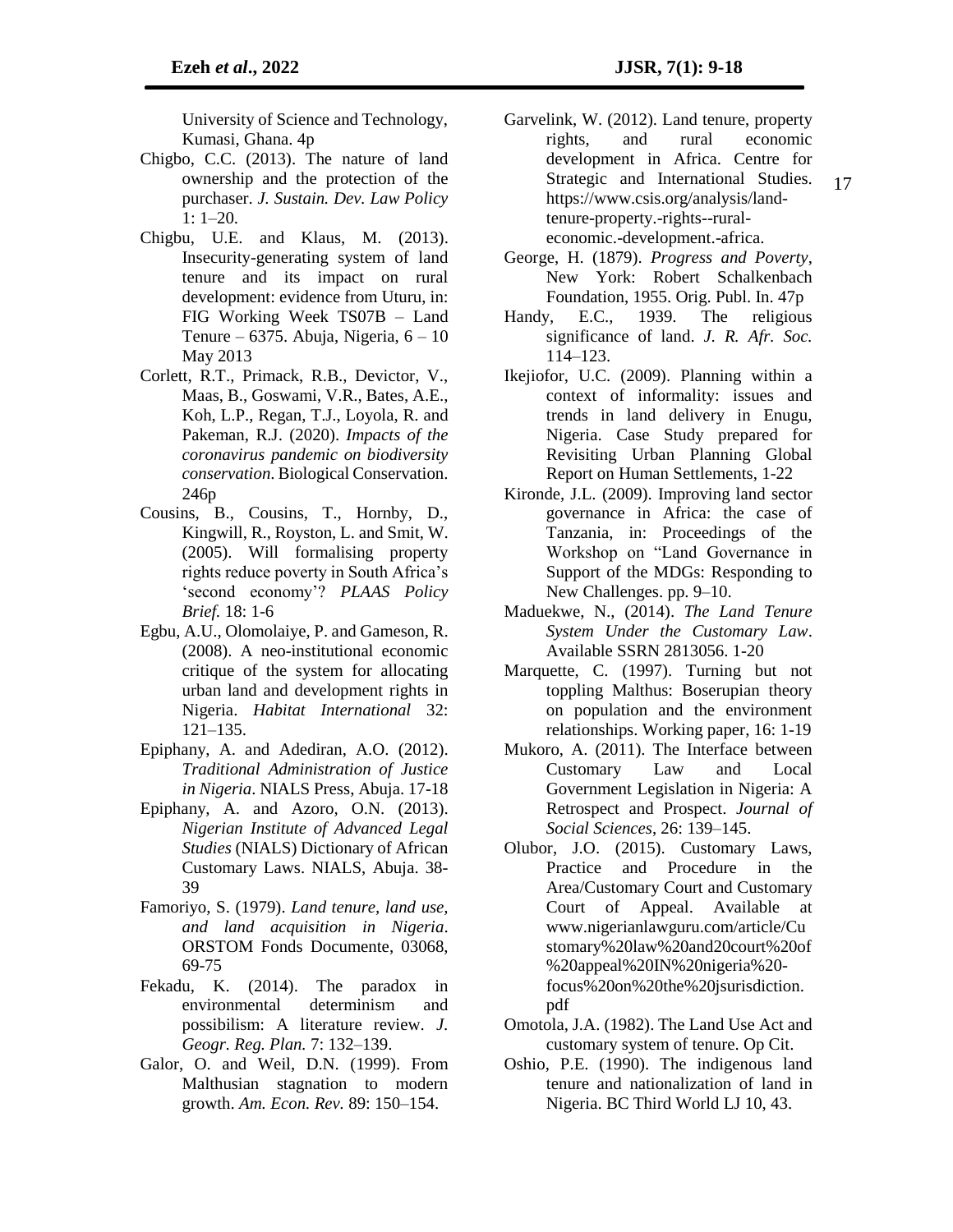University of Science and Technology, Kumasi, Ghana. 4p

Chigbo, C.C. (2013). The nature of land ownership and the protection of the purchaser. *J. Sustain. Dev. Law Policy* 1: 1–20.

Chigbu, U.E. and Klaus, M. (2013). Insecurity-generating system of land tenure and its impact on rural development: evidence from Uturu, in: FIG Working Week TS07B – Land Tenure – 6375. Abuja, Nigeria, 6 – 10 May 2013

Corlett, R.T., Primack, R.B., Devictor, V., Maas, B., Goswami, V.R., Bates, A.E., Koh, L.P., Regan, T.J., Loyola, R. and Pakeman, R.J. (2020). *Impacts of the coronavirus pandemic on biodiversity conservation*. Biological Conservation. 246p

Cousins, B., Cousins, T., Hornby, D., Kingwill, R., Royston, L. and Smit, W. (2005). Will formalising property rights reduce poverty in South Africa's 'second economy'? *PLAAS Policy Brief.* 18: 1-6

Egbu, A.U., Olomolaiye, P. and Gameson, R. (2008). A neo-institutional economic critique of the system for allocating urban land and development rights in Nigeria. *Habitat International* 32: 121–135.

Epiphany, A. and Adediran, A.O. (2012). *Traditional Administration of Justice in Nigeria*. NIALS Press, Abuja. 17-18

Epiphany, A. and Azoro, O.N. (2013). *Nigerian Institute of Advanced Legal Studies* (NIALS) Dictionary of African Customary Laws. NIALS, Abuja. 38-39

Famoriyo, S. (1979). *Land tenure, land use, and land acquisition in Nigeria*. ORSTOM Fonds Documente, 03068, 69-75

Fekadu, K. (2014). The paradox in environmental determinism and possibilism: A literature review. *J. Geogr. Reg. Plan.* 7: 132–139.

Galor, O. and Weil, D.N. (1999). From Malthusian stagnation to modern growth. *Am. Econ. Rev.* 89: 150–154.

Garvelink, W. (2012). Land tenure, property rights, and rural economic development in Africa. Centre for Strategic and International Studies. https://www.csis.org/analysis/land-tenure-property.-rights--rural-economic.-development.-africa.

George, H. (1879). *Progress and Poverty*, New York: Robert Schalkenbach Foundation, 1955. Orig. Publ. In. 47p

Handy, E.C., 1939. The religious significance of land. *J. R. Afr. Soc.* 114–123.

Ikejiofor, U.C. (2009). Planning within a context of informality: issues and trends in land delivery in Enugu, Nigeria. Case Study prepared for Revisiting Urban Planning Global Report on Human Settlements, 1-22

Kironde, J.L. (2009). Improving land sector governance in Africa: the case of Tanzania, in: Proceedings of the Workshop on "Land Governance in Support of the MDGs: Responding to New Challenges. pp. 9–10.

Maduekwe, N., (2014). *The Land Tenure System Under the Customary Law*. Available SSRN 2813056. 1-20

Marquette, C. (1997). Turning but not toppling Malthus: Boserupian theory on population and the environment relationships. Working paper, 16: 1-19

Mukoro, A. (2011). The Interface between Customary Law and Local Government Legislation in Nigeria: A Retrospect and Prospect. *Journal of Social Sciences*, 26: 139–145.

Olubor, J.O. (2015). Customary Laws, Practice and Procedure in the Area/Customary Court and Customary Court of Appeal. Available at www.nigerianlawguru.com/article/Customary%20law%20and20court%20of%20appeal%20IN%20nigeria%20-focus%20on%20the%20jsurisdiction.pdf

Omotola, J.A. (1982). The Land Use Act and customary system of tenure. Op Cit.

Oshio, P.E. (1990). The indigenous land tenure and nationalization of land in Nigeria. BC Third World LJ 10, 43.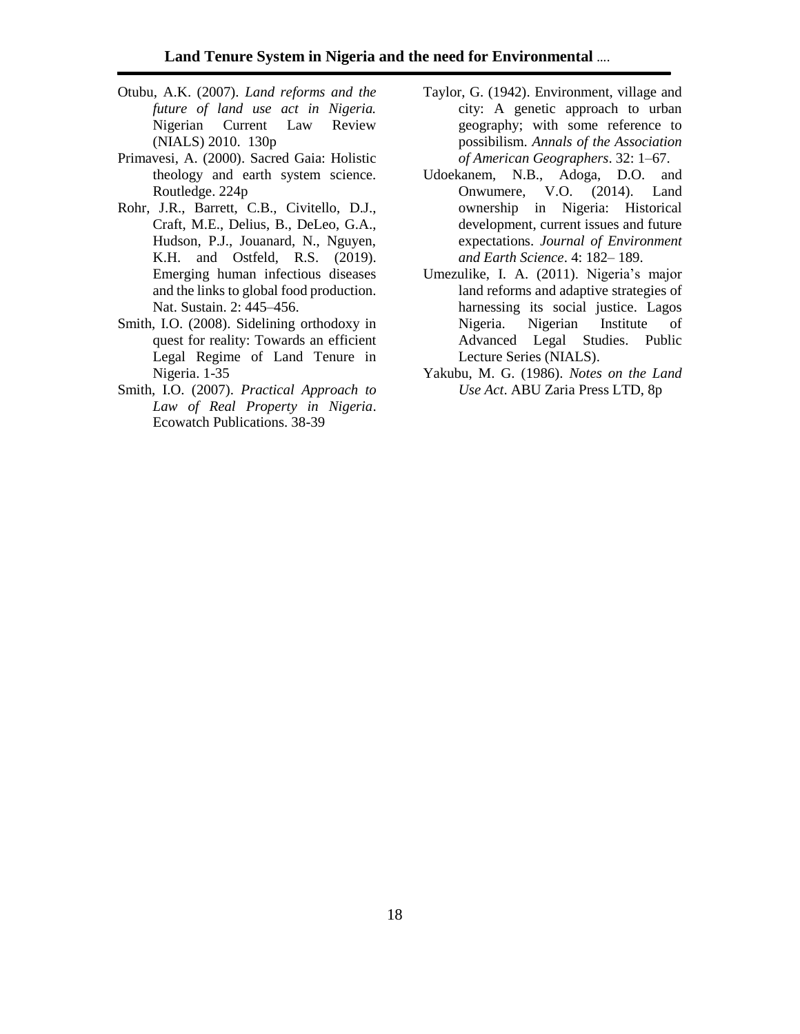Otubu, A.K. (2007). *Land reforms and the future of land use act in Nigeria.* Nigerian Current Law Review (NIALS) 2010. 130p

Primavesi, A. (2000). Sacred Gaia: Holistic theology and earth system science. Routledge. 224p

Rohr, J.R., Barrett, C.B., Civitello, D.J., Craft, M.E., Delius, B., DeLeo, G.A., Hudson, P.J., Jouanard, N., Nguyen, K.H. and Ostfeld, R.S. (2019). Emerging human infectious diseases and the links to global food production. Nat. Sustain. 2: 445–456.

Smith, I.O. (2008). Sidelining orthodoxy in quest for reality: Towards an efficient Legal Regime of Land Tenure in Nigeria. 1-35

Smith, I.O. (2007). *Practical Approach to Law of Real Property in Nigeria*. Ecowatch Publications. 38-39

Taylor, G. (1942). Environment, village and city: A genetic approach to urban geography; with some reference to possibilism. *Annals of the Association of American Geographers*. 32: 1–67.

Udoekanem, N.B., Adoga, D.O. and Onwumere, V.O. (2014). Land ownership in Nigeria: Historical development, current issues and future expectations. *Journal of Environment and Earth Science*. 4: 182– 189.

Umezulike, I. A. (2011). Nigeria's major land reforms and adaptive strategies of harnessing its social justice. Lagos Nigeria. Nigerian Institute of Advanced Legal Studies. Public Lecture Series (NIALS).

Yakubu, M. G. (1986). *Notes on the Land Use Act*. ABU Zaria Press LTD, 8p